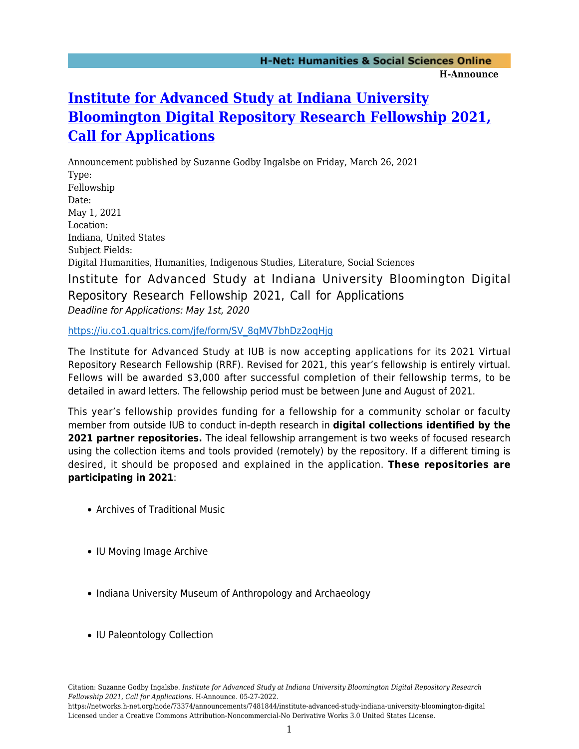# Institute for Advanced Study at Indiana University Bloomington Digital Repository Research Fellowship 2021, Call for Applications

Announcement published by Suzanne Godby Ingalsbe on Friday, March 26, 2021

Type:
Fellowship

Date:
May 1, 2021

Location:
Indiana, United States

Subject Fields:
Digital Humanities, Humanities, Indigenous Studies, Literature, Social Sciences

## Institute for Advanced Study at Indiana University Bloomington Digital Repository Research Fellowship 2021, Call for Applications

*Deadline for Applications: May 1st, 2020*

https://iu.co1.qualtrics.com/jfe/form/SV_8qMV7bhDz2oqHjg

The Institute for Advanced Study at IUB is now accepting applications for its 2021 Virtual Repository Research Fellowship (RRF). Revised for 2021, this year's fellowship is entirely virtual. Fellows will be awarded $3,000 after successful completion of their fellowship terms, to be detailed in award letters. The fellowship period must be between June and August of 2021.

This year's fellowship provides funding for a fellowship for a community scholar or faculty member from outside IUB to conduct in-depth research in **digital collections identified by the 2021 partner repositories.** The ideal fellowship arrangement is two weeks of focused research using the collection items and tools provided (remotely) by the repository. If a different timing is desired, it should be proposed and explained in the application. **These repositories are participating in 2021**:

- Archives of Traditional Music
- IU Moving Image Archive
- Indiana University Museum of Anthropology and Archaeology
- IU Paleontology Collection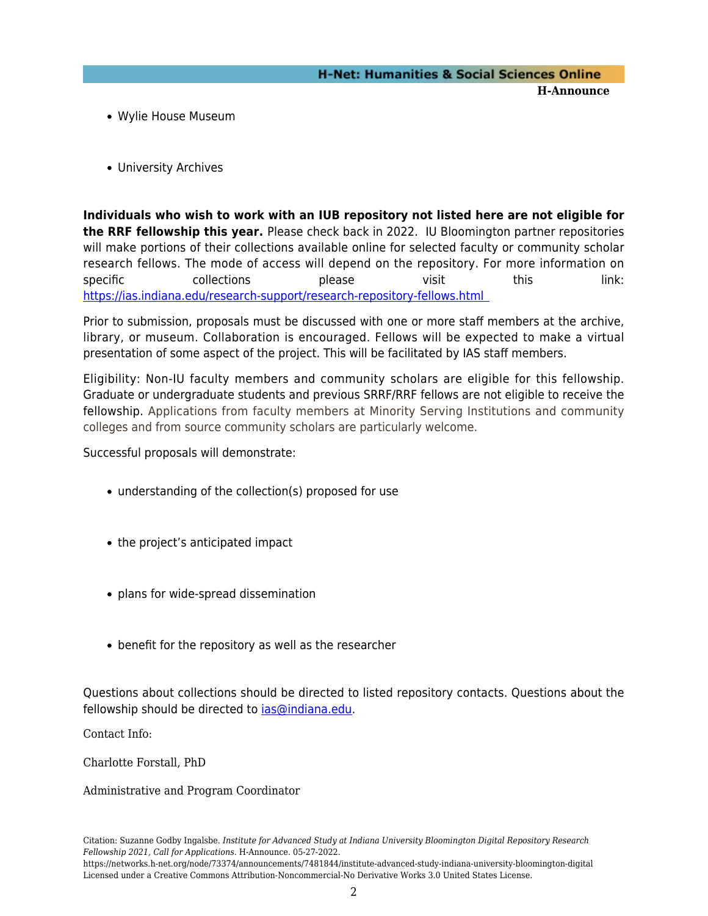- Wylie House Museum
- University Archives

**Individuals who wish to work with an IUB repository not listed here are not eligible for the RRF fellowship this year.** Please check back in 2022. IU Bloomington partner repositories will make portions of their collections available online for selected faculty or community scholar research fellows. The mode of access will depend on the repository. For more information on specific collections please visit this link: https://ias.indiana.edu/research-support/research-repository-fellows.html

Prior to submission, proposals must be discussed with one or more staff members at the archive, library, or museum. Collaboration is encouraged. Fellows will be expected to make a virtual presentation of some aspect of the project. This will be facilitated by IAS staff members.

Eligibility: Non-IU faculty members and community scholars are eligible for this fellowship. Graduate or undergraduate students and previous SRRF/RRF fellows are not eligible to receive the fellowship. Applications from faculty members at Minority Serving Institutions and community colleges and from source community scholars are particularly welcome.

Successful proposals will demonstrate:

- understanding of the collection(s) proposed for use
- the project's anticipated impact
- plans for wide-spread dissemination
- benefit for the repository as well as the researcher

Questions about collections should be directed to listed repository contacts. Questions about the fellowship should be directed to ias@indiana.edu.

Contact Info:

Charlotte Forstall, PhD

Administrative and Program Coordinator

Citation: Suzanne Godby Ingalsbe. *Institute for Advanced Study at Indiana University Bloomington Digital Repository Research Fellowship 2021, Call for Applications*. H-Announce. 05-27-2022.
https://networks.h-net.org/node/73374/announcements/7481844/institute-advanced-study-indiana-university-bloomington-digital
Licensed under a Creative Commons Attribution-Noncommercial-No Derivative Works 3.0 United States License.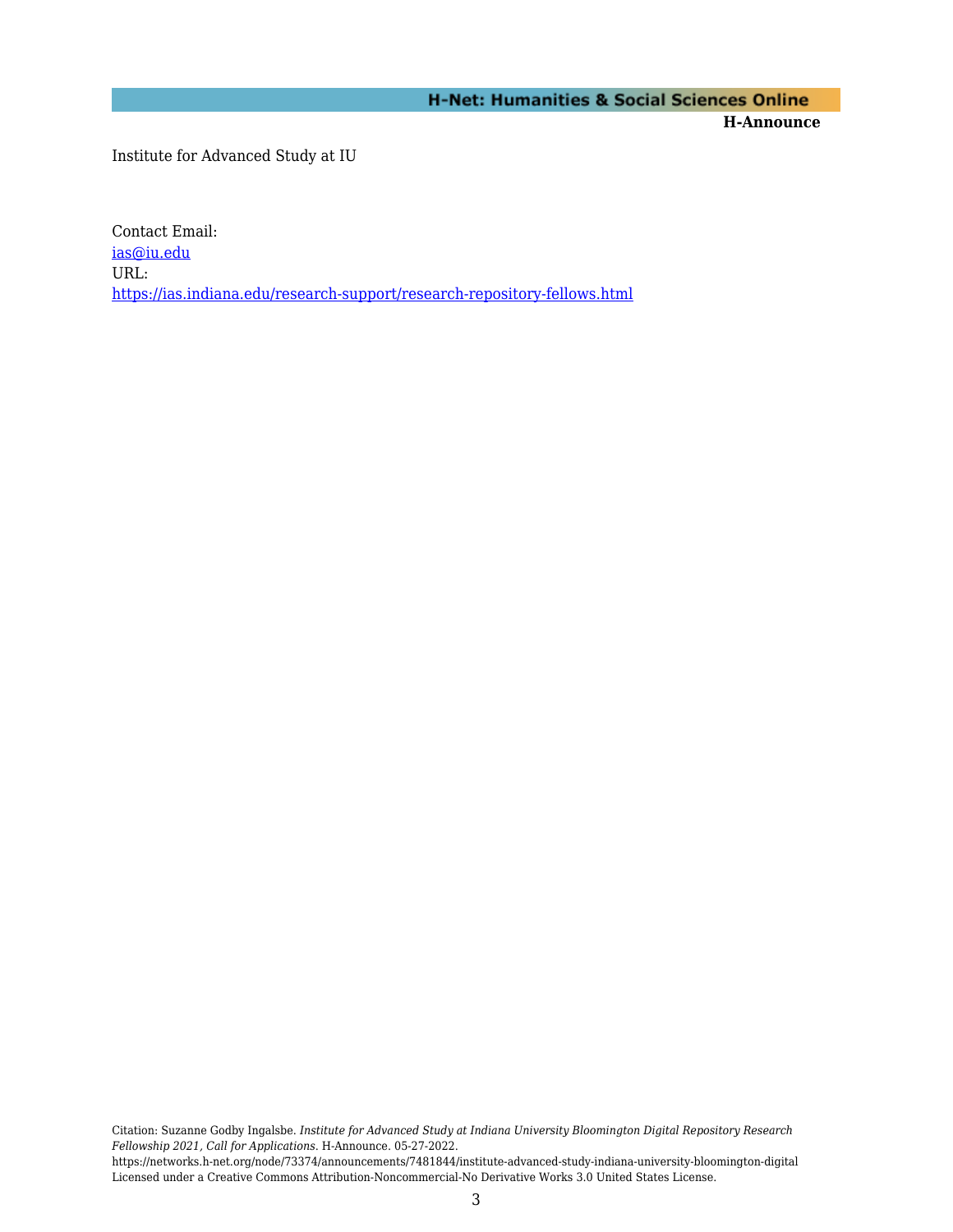Institute for Advanced Study at IU

Contact Email:
[ias@iu.edu](mailto:ias@iu.edu)
URL:
[https://ias.indiana.edu/research-support/research-repository-fellows.html](https://ias.indiana.edu/research-support/research-repository-fellows.html)